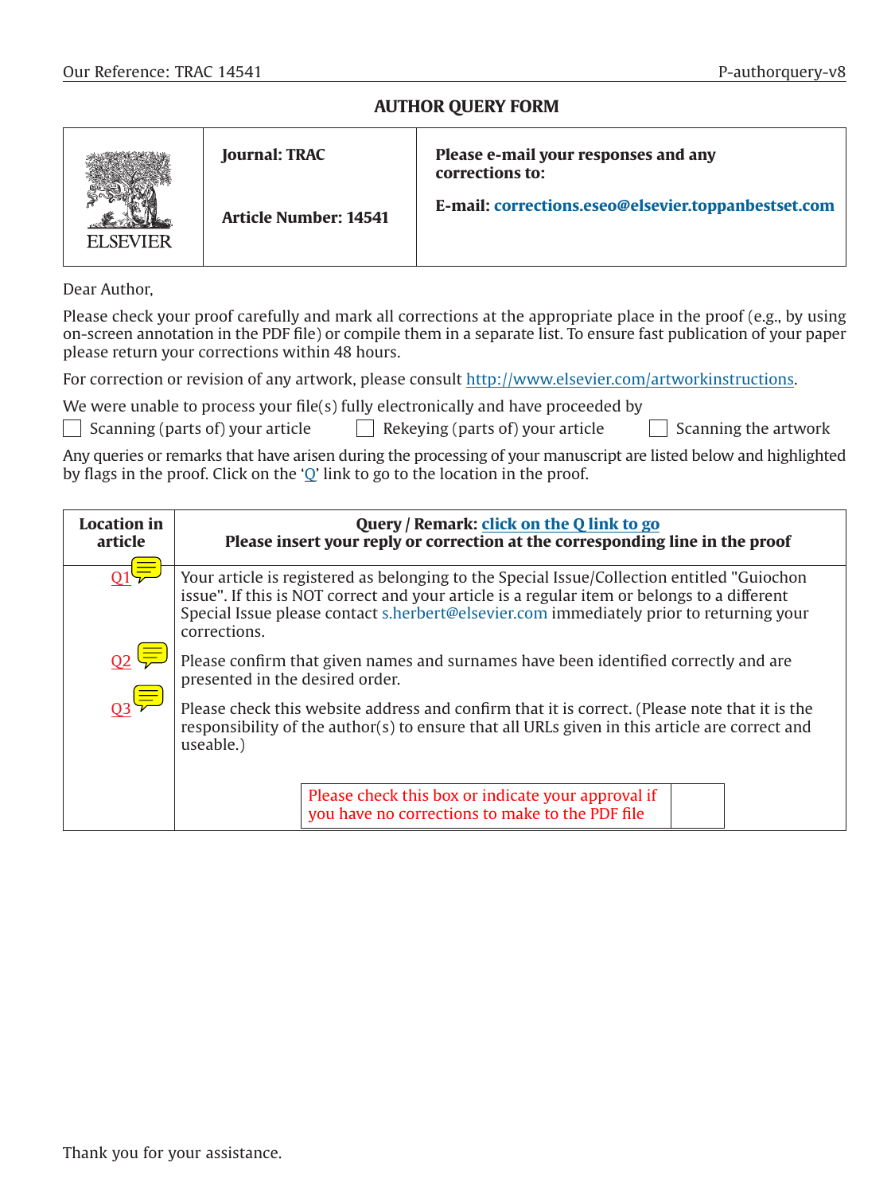Our Reference: TRAC 14541 P-authorquery-v8

## AUTHOR QUERY FORM

| ELSEVIER | **Journal: TRAC**<br><br>**Article Number: 14541** | **Please e-mail your responses and any corrections to:**<br><br>**E-mail: corrections.eseo@elsevier.toppanbestset.com** |
|---|---|---|

Dear Author,

Please check your proof carefully and mark all corrections at the appropriate place in the proof (e.g., by using on-screen annotation in the PDF file) or compile them in a separate list. To ensure fast publication of your paper please return your corrections within 48 hours.

For correction or revision of any artwork, please consult http://www.elsevier.com/artworkinstructions.

We were unable to process your file(s) fully electronically and have proceeded by

☐ Scanning (parts of) your article ☐ Rekeying (parts of) your article ☐ Scanning the artwork

Any queries or remarks that have arisen during the processing of your manuscript are listed below and highlighted by flags in the proof. Click on the 'Q' link to go to the location in the proof.

| Location in article | Query / Remark: click on the Q link to go<br>Please insert your reply or correction at the corresponding line in the proof |
|---|---|
| Q1 | Your article is registered as belonging to the Special Issue/Collection entitled "Guiochon issue". If this is NOT correct and your article is a regular item or belongs to a different Special Issue please contact s.herbert@elsevier.com immediately prior to returning your corrections. |
| Q2 | Please confirm that given names and surnames have been identified correctly and are presented in the desired order. |
| Q3 | Please check this website address and confirm that it is correct. (Please note that it is the responsibility of the author(s) to ensure that all URLs given in this article are correct and useable.) |
| | Please check this box or indicate your approval if you have no corrections to make to the PDF file ☐ |

Thank you for your assistance.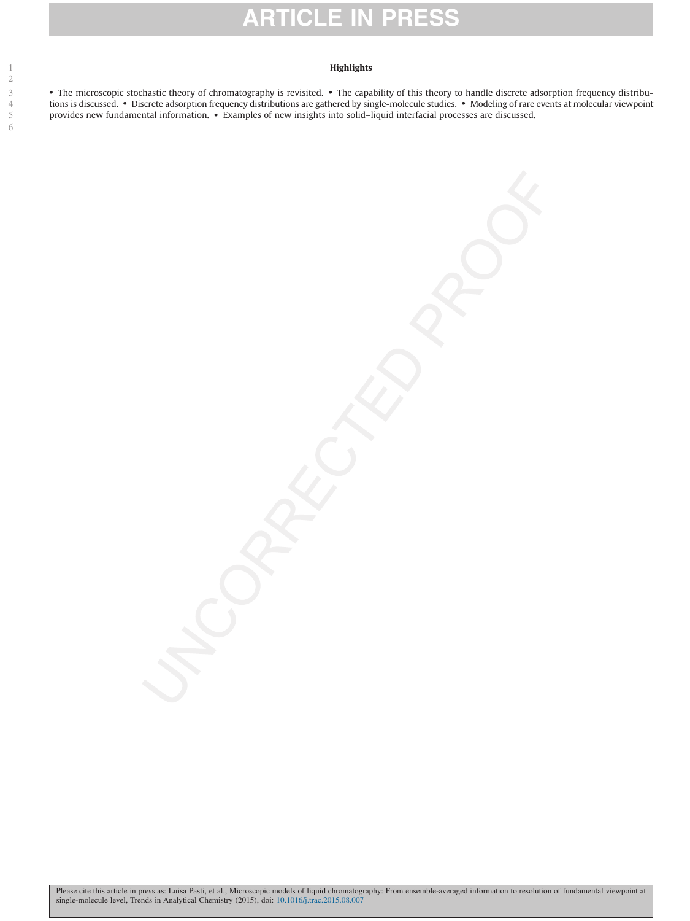**Highlights**

- The microscopic stochastic theory of chromatography is revisited.
- The capability of this theory to handle discrete adsorption frequency distributions is discussed.
- Discrete adsorption frequency distributions are gathered by single-molecule studies.
- Modeling of rare events at molecular viewpoint provides new fundamental information.
- Examples of new insights into solid–liquid interfacial processes are discussed.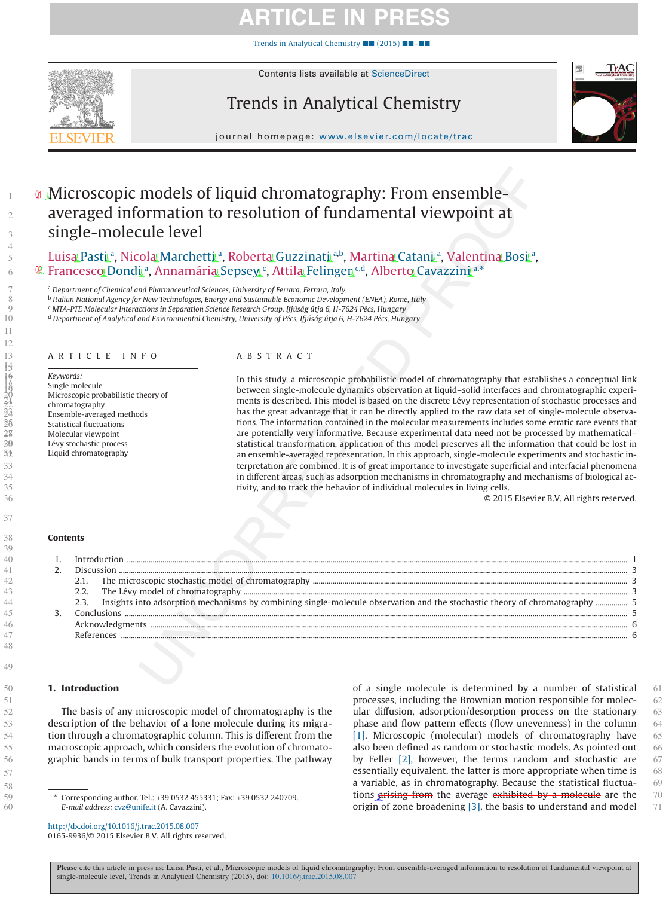# Microscopic models of liquid chromatography: From ensemble-averaged information to resolution of fundamental viewpoint at single-molecule level

Luisa Pasti [a], Nicola Marchetti [a], Roberta Guzzinati [a,b], Martina Catani [a], Valentina Bosi [a], Francesco Dondi [a], Annamária Sepsey [c], Attila Felinger [c,d], Alberto Cavazzini [a,*]

[a] Department of Chemical and Pharmaceutical Sciences, University of Ferrara, Ferrara, Italy
[b] Italian National Agency for New Technologies, Energy and Sustainable Economic Development (ENEA), Rome, Italy
[c] MTA-PTE Molecular Interactions in Separation Science Research Group, Ifjúság útja 6, H-7624 Pécs, Hungary
[d] Department of Analytical and Environmental Chemistry, University of Pécs, Ifjúság útja 6, H-7624 Pécs, Hungary

## ARTICLE INFO

*Keywords:*
Single molecule
Microscopic probabilistic theory of chromatography
Ensemble-averaged methods
Statistical fluctuations
Molecular viewpoint
Lévy stochastic process
Liquid chromatography

## ABSTRACT

In this study, a microscopic probabilistic model of chromatography that establishes a conceptual link between single-molecule dynamics observation at liquid–solid interfaces and chromatographic experiments is described. This model is based on the discrete Lévy representation of stochastic processes and has the great advantage that it can be directly applied to the raw data set of single-molecule observations. The information contained in the molecular measurements includes some erratic rare events that are potentially very informative. Because experimental data need not be processed by mathematical–statistical transformation, application of this model preserves all the information that could be lost in an ensemble-averaged representation. In this approach, single-molecule experiments and stochastic interpretation are combined. It is of great importance to investigate superficial and interfacial phenomena in different areas, such as adsorption mechanisms in chromatography and mechanisms of biological activity, and to track the behavior of individual molecules in living cells.

© 2015 Elsevier B.V. All rights reserved.

## Contents

1. Introduction ... 1
2. Discussion ... 3
   - 2.1. The microscopic stochastic model of chromatography ... 3
   - 2.2. The Lévy model of chromatography ... 3
   - 2.3. Insights into adsorption mechanisms by combining single-molecule observation and the stochastic theory of chromatography ... 5
3. Conclusions ... 5
   - Acknowledgments ... 6
   - References ... 6

## 1. Introduction

The basis of any microscopic model of chromatography is the description of the behavior of a lone molecule during its migration through a chromatographic column. This is different from the macroscopic approach, which considers the evolution of chromatographic bands in terms of bulk transport properties. The pathway of a single molecule is determined by a number of statistical processes, including the Brownian motion responsible for molecular diffusion, adsorption/desorption process on the stationary phase and flow pattern effects (flow unevenness) in the column [1]. Microscopic (molecular) models of chromatography have also been defined as random or stochastic models. As pointed out by Feller [2], however, the terms random and stochastic are essentially equivalent, the latter is more appropriate when time is a variable, as in chromatography. Because the statistical fluctuations arising from the average exhibited by a molecule are the origin of zone broadening [3], the basis to understand and model

\* Corresponding author. Tel.: +39 0532 455331; Fax: +39 0532 240709.
*E-mail address:* cvz@unife.it (A. Cavazzini).

http://dx.doi.org/10.1016/j.trac.2015.08.007
0165-9936/© 2015 Elsevier B.V. All rights reserved.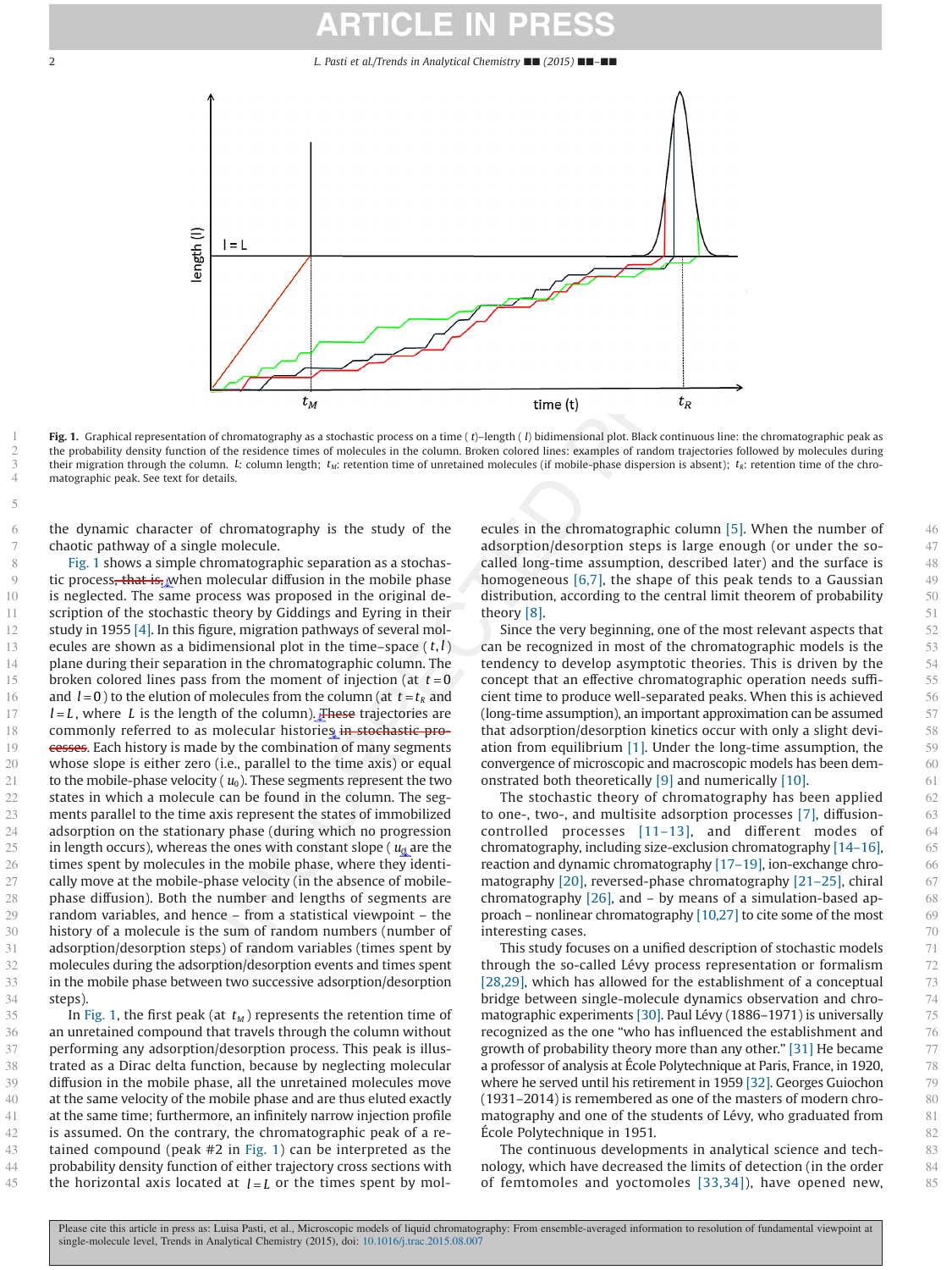**Fig. 1.** Graphical representation of chromatography as a stochastic process on a time ( $t$)–length ( $l$) bidimensional plot. Black continuous line: the chromatographic peak as the probability density function of the residence times of molecules in the column. Broken colored lines: examples of random trajectories followed by molecules during their migration through the column. $L$: column length; $t_M$: retention time of unretained molecules (if mobile-phase dispersion is absent); $t_R$: retention time of the chromatographic peak. See text for details.

the dynamic character of chromatography is the study of the chaotic pathway of a single molecule.

Fig. 1 shows a simple chromatographic separation as a stochastic process, that is, when molecular diffusion in the mobile phase is neglected. The same process was proposed in the original description of the stochastic theory by Giddings and Eyring in their study in 1955 [4]. In this figure, migration pathways of several molecules are shown as a bidimensional plot in the time–space ( $t, l$) plane during their separation in the chromatographic column. The broken colored lines pass from the moment of injection (at $t = 0$ and $l = 0$) to the elution of molecules from the column (at $t = t_R$ and $l = L$, where $L$ is the length of the column). These trajectories are commonly referred to as molecular histories in stochastic processes. Each history is made by the combination of many segments whose slope is either zero (i.e., parallel to the time axis) or equal to the mobile-phase velocity ( $u_0$). These segments represent the two states in which a molecule can be found in the column. The segments parallel to the time axis represent the states of immobilized adsorption on the stationary phase (during which no progression in length occurs), whereas the ones with constant slope ( $u_0$) are the times spent by molecules in the mobile phase, where they identically move at the mobile-phase velocity (in the absence of mobile-phase diffusion). Both the number and lengths of segments are random variables, and hence – from a statistical viewpoint – the history of a molecule is the sum of random numbers (number of adsorption/desorption steps) of random variables (times spent by molecules during the adsorption/desorption events and times spent in the mobile phase between two successive adsorption/desorption steps).

In Fig. 1, the first peak (at $t_M$) represents the retention time of an unretained compound that travels through the column without performing any adsorption/desorption process. This peak is illustrated as a Dirac delta function, because by neglecting molecular diffusion in the mobile phase, all the unretained molecules move at the same velocity of the mobile phase and are thus eluted exactly at the same time; furthermore, an infinitely narrow injection profile is assumed. On the contrary, the chromatographic peak of a retained compound (peak #2 in Fig. 1) can be interpreted as the probability density function of either trajectory cross sections with the horizontal axis located at $l = L$ or the times spent by molecules in the chromatographic column [5]. When the number of adsorption/desorption steps is large enough (or under the so-called long-time assumption, described later) and the surface is homogeneous [6,7], the shape of this peak tends to a Gaussian distribution, according to the central limit theorem of probability theory [8].

Since the very beginning, one of the most relevant aspects that can be recognized in most of the chromatographic models is the tendency to develop asymptotic theories. This is driven by the concept that an effective chromatographic operation needs sufficient time to produce well-separated peaks. When this is achieved (long-time assumption), an important approximation can be assumed that adsorption/desorption kinetics occur with only a slight deviation from equilibrium [1]. Under the long-time assumption, the convergence of microscopic and macroscopic models has been demonstrated both theoretically [9] and numerically [10].

The stochastic theory of chromatography has been applied to one-, two-, and multisite adsorption processes [7], diffusion-controlled processes [11–13], and different modes of chromatography, including size-exclusion chromatography [14–16], reaction and dynamic chromatography [17–19], ion-exchange chromatography [20], reversed-phase chromatography [21–25], chiral chromatography [26], and – by means of a simulation-based approach – nonlinear chromatography [10,27] to cite some of the most interesting cases.

This study focuses on a unified description of stochastic models through the so-called Lévy process representation or formalism [28,29], which has allowed for the establishment of a conceptual bridge between single-molecule dynamics observation and chromatographic experiments [30]. Paul Lévy (1886–1971) is universally recognized as the one "who has influenced the establishment and growth of probability theory more than any other." [31] He became a professor of analysis at École Polytechnique at Paris, France, in 1920, where he served until his retirement in 1959 [32]. Georges Guiochon (1931–2014) is remembered as one of the masters of modern chromatography and one of the students of Lévy, who graduated from École Polytechnique in 1951.

The continuous developments in analytical science and technology, which have decreased the limits of detection (in the order of femtomoles and yoctomoles [33,34]), have opened new,

Please cite this article in press as: Luisa Pasti, et al., Microscopic models of liquid chromatography: From ensemble-averaged information to resolution of fundamental viewpoint at single-molecule level, Trends in Analytical Chemistry (2015), doi: 10.1016/j.trac.2015.08.007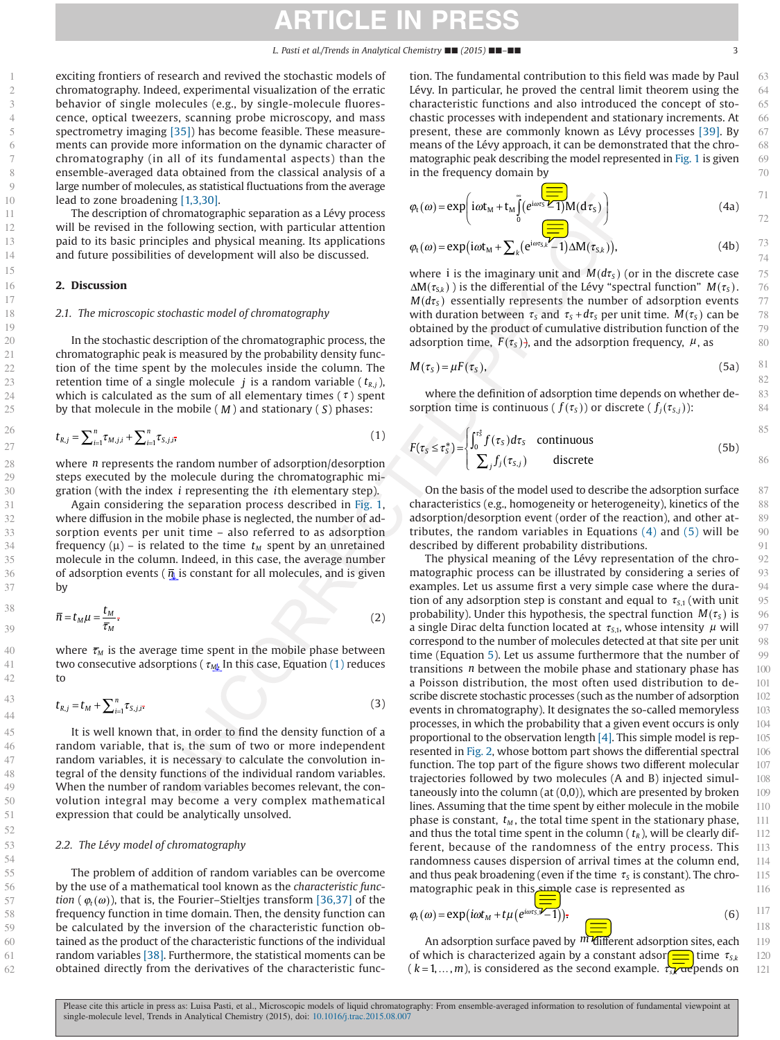exciting frontiers of research and revived the stochastic models of chromatography. Indeed, experimental visualization of the erratic behavior of single molecules (e.g., by single-molecule fluorescence, optical tweezers, scanning probe microscopy, and mass spectrometry imaging [35]) has become feasible. These measurements can provide more information on the dynamic character of chromatography (in all of its fundamental aspects) than the ensemble-averaged data obtained from the classical analysis of a large number of molecules, as statistical fluctuations from the average lead to zone broadening [1,3,30].

The description of chromatographic separation as a Lévy process will be revised in the following section, with particular attention paid to its basic principles and physical meaning. Its applications and future possibilities of development will also be discussed.

## 2. Discussion

### 2.1. The microscopic stochastic model of chromatography

In the stochastic description of the chromatographic process, the chromatographic peak is measured by the probability density function of the time spent by the molecules inside the column. The retention time of a single molecule $j$ is a random variable ($t_{R,j}$), which is calculated as the sum of all elementary times ($\tau$) spent by that molecule in the mobile ($M$) and stationary ($S$) phases:

$$t_{R,j} = \sum_{i=1}^{n} \tau_{M,j,i} + \sum_{i=1}^{n} \tau_{S,j,i} \tag{1}$$

where $n$ represents the random number of adsorption/desorption steps executed by the molecule during the chromatographic migration (with the index $i$ representing the $i$th elementary step).

Again considering the separation process described in Fig. 1, where diffusion in the mobile phase is neglected, the number of adsorption events per unit time – also referred to as adsorption frequency ($\mu$) – is related to the time $t_M$ spent by an unretained molecule in the column. Indeed, in this case, the average number of adsorption events ($\bar{n}$) is constant for all molecules, and is given by

$$\bar{n} = t_M \mu = \frac{t_M}{\bar{\tau}_M} \tag{2}$$

where $\bar{\tau}_M$ is the average time spent in the mobile phase between two consecutive adsorptions ($\tau_M$). In this case, Equation (1) reduces to

$$t_{R,j} = t_M + \sum_{i=1}^{n} \tau_{S,j,i} \tag{3}$$

It is well known that, in order to find the density function of a random variable, that is, the sum of two or more independent random variables, it is necessary to calculate the convolution integral of the density functions of the individual random variables. When the number of random variables becomes relevant, the convolution integral may become a very complex mathematical expression that could be analytically unsolved.

### 2.2. The Lévy model of chromatography

The problem of addition of random variables can be overcome by the use of a mathematical tool known as the *characteristic function* ($\varphi_t(\omega)$), that is, the Fourier–Stieltjes transform [36,37] of the frequency function in time domain. Then, the density function can be calculated by the inversion of the characteristic function obtained as the product of the characteristic functions of the individual random variables [38]. Furthermore, the statistical moments can be obtained directly from the derivatives of the characteristic function. The fundamental contribution to this field was made by Paul Lévy. In particular, he proved the central limit theorem using the characteristic functions and also introduced the concept of stochastic processes with independent and stationary increments. At present, these are commonly known as Lévy processes [39]. By means of the Lévy approach, it can be demonstrated that the chromatographic peak describing the model represented in Fig. 1 is given in the frequency domain by

$$\varphi_t(\omega) = \exp\left( i\omega t_M + t_M \int_0^{\infty} (e^{i\omega\tau_S} - 1) M(d\tau_S) \right) \tag{4a}$$

$$\varphi_t(\omega) = \exp\left( i\omega t_M + \sum_k (e^{i\omega\tau_{S,k}} - 1) \Delta M(\tau_{S,k}) \right), \tag{4b}$$

where i is the imaginary unit and $M(d\tau_S)$ (or in the discrete case $\Delta M(\tau_{S,k})$) is the differential of the Lévy "spectral function" $M(\tau_S)$. $M(d\tau_S)$ essentially represents the number of adsorption events with duration between $\tau_S$ and $\tau_S + d\tau_S$ per unit time. $M(\tau_S)$ can be obtained by the product of cumulative distribution function of the adsorption time, $F(\tau_S)$, and the adsorption frequency, $\mu$, as

$$M(\tau_S) = \mu F(\tau_S), \tag{5a}$$

where the definition of adsorption time depends on whether desorption time is continuous ($f(\tau_S)$) or discrete ($f_j(\tau_{S,j})$):

$$F(\tau_S \le \tau_S^*) = \begin{cases} \int_0^{\tau_S^*} f(\tau_S)\, d\tau_S & \text{continuous} \\ \sum_j f_j(\tau_{S,j}) & \text{discrete} \end{cases} \tag{5b}$$

On the basis of the model used to describe the adsorption surface characteristics (e.g., homogeneity or heterogeneity), kinetics of the adsorption/desorption event (order of the reaction), and other attributes, the random variables in Equations (4) and (5) will be described by different probability distributions.

The physical meaning of the Lévy representation of the chromatographic process can be illustrated by considering a series of examples. Let us assume first a very simple case where the duration of any adsorption step is constant and equal to $\tau_{S,1}$ (with unit probability). Under this hypothesis, the spectral function $M(\tau_S)$ is a single Dirac delta function located at $\tau_{S,1}$, whose intensity $\mu$ will correspond to the number of molecules detected at that site per unit time (Equation 5). Let us assume furthermore that the number of transitions $n$ between the mobile phase and stationary phase has a Poisson distribution, the most often used distribution to describe discrete stochastic processes (such as the number of adsorption events in chromatography). It designates the so-called memoryless processes, in which the probability that a given event occurs is only proportional to the observation length [4]. This simple model is represented in Fig. 2, whose bottom part shows the differential spectral function. The top part of the figure shows two different molecular trajectories followed by two molecules (A and B) injected simultaneously into the column (at (0,0)), which are presented by broken lines. Assuming that the time spent by either molecule in the mobile phase is constant, $t_M$, the total time spent in the stationary phase, and thus the total time spent in the column ($t_R$), will be clearly different, because of the randomness of the entry process. This randomness causes dispersion of arrival times at the column end, and thus peak broadening (even if the time $\tau_S$ is constant). The chromatographic peak in this simple case is represented as

$$\varphi_t(\omega) = \exp\left( i\omega t_M + t_M \mu \left( e^{i\omega\tau_{S,1}} - 1 \right) \right) \tag{6}$$

An adsorption surface paved by $m$ different adsorption sites, each of which is characterized again by a constant adsorption time $\tau_{S,k}$ ($k = 1, \ldots, m$), is considered as the second example. $\tau_{S,k}$ depends on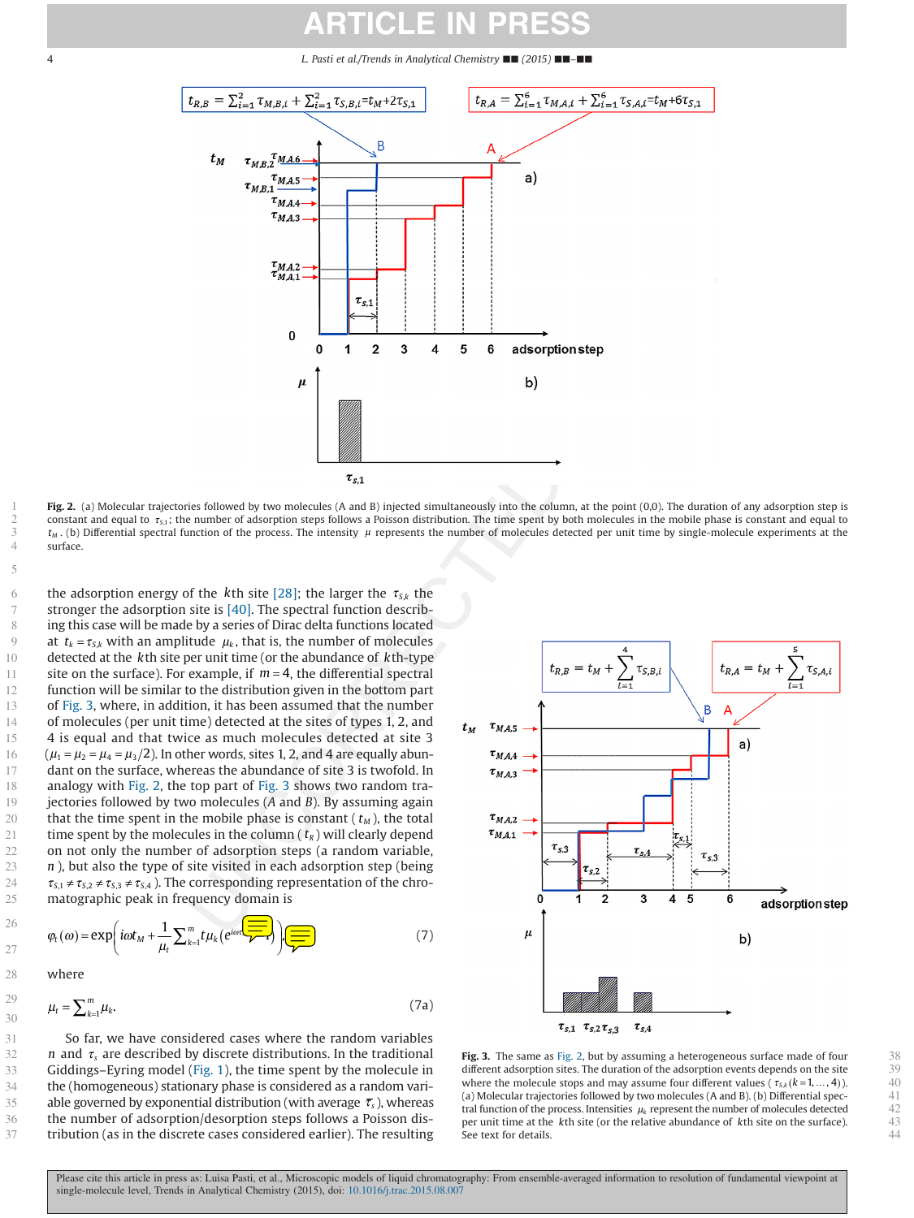Fig. 2. (a) Molecular trajectories followed by two molecules (A and B) injected simultaneously into the column, at the point (0,0). The duration of any adsorption step is constant and equal to $\tau_{s,1}$; the number of adsorption steps follows a Poisson distribution. The time spent by both molecules in the mobile phase is constant and equal to $t_M$. (b) Differential spectral function of the process. The intensity $\mu$ represents the number of molecules detected per unit time by single-molecule experiments at the surface.

the adsorption energy of the $k$th site [28]; the larger the $\tau_{s,k}$ the stronger the adsorption site is [40]. The spectral function describing this case will be made by a series of Dirac delta functions located at $t_k = \tau_{s,k}$ with an amplitude $\mu_k$, that is, the number of molecules detected at the $k$th site per unit time (or the abundance of $k$th-type site on the surface). For example, if $m = 4$, the differential spectral function will be similar to the distribution given in the bottom part of Fig. 3, where, in addition, it has been assumed that the number of molecules (per unit time) detected at the sites of types 1, 2, and 4 is equal and that twice as much molecules detected at site 3 ($\mu_1 = \mu_2 = \mu_4 = \mu_3/2$). In other words, sites 1, 2, and 4 are equally abundant on the surface, whereas the abundance of site 3 is twofold. In analogy with Fig. 2, the top part of Fig. 3 shows two random trajectories followed by two molecules ($A$ and $B$). By assuming again that the time spent in the mobile phase is constant ($t_M$), the total time spent by the molecules in the column ($t_R$) will clearly depend on not only the number of adsorption steps (a random variable, $n$), but also the type of site visited in each adsorption step (being $\tau_{S,1} \neq \tau_{S,2} \neq \tau_{S,3} \neq \tau_{S,4}$). The corresponding representation of the chromatographic peak in frequency domain is

$$\varphi_t(\omega) = \exp\left( i\omega t_M + \frac{1}{\mu_t} \sum_{k=1}^{m} t\mu_k \left( e^{i\omega\tau_{s,k}} - 1 \right) \right) \tag{7}$$

where

$$\mu_t = \sum_{k=1}^{m} \mu_k. \tag{7a}$$

So far, we have considered cases where the random variables $n$ and $\tau_s$ are described by discrete distributions. In the traditional Giddings–Eyring model (Fig. 1), the time spent by the molecule in the (homogeneous) stationary phase is considered as a random variable governed by exponential distribution (with average $\bar{\tau}_s$), whereas the number of adsorption/desorption steps follows a Poisson distribution (as in the discrete cases considered earlier). The resulting

Fig. 3. The same as Fig. 2, but by assuming a heterogeneous surface made of four different adsorption sites. The duration of the adsorption events depends on the site where the molecule stops and may assume four different values ($\tau_{s,k}(k = 1, \ldots, 4)$). (a) Molecular trajectories followed by two molecules (A and B). (b) Differential spectral function of the process. Intensities $\mu_k$ represent the number of molecules detected per unit time at the $k$th site (or the relative abundance of $k$th site on the surface). See text for details.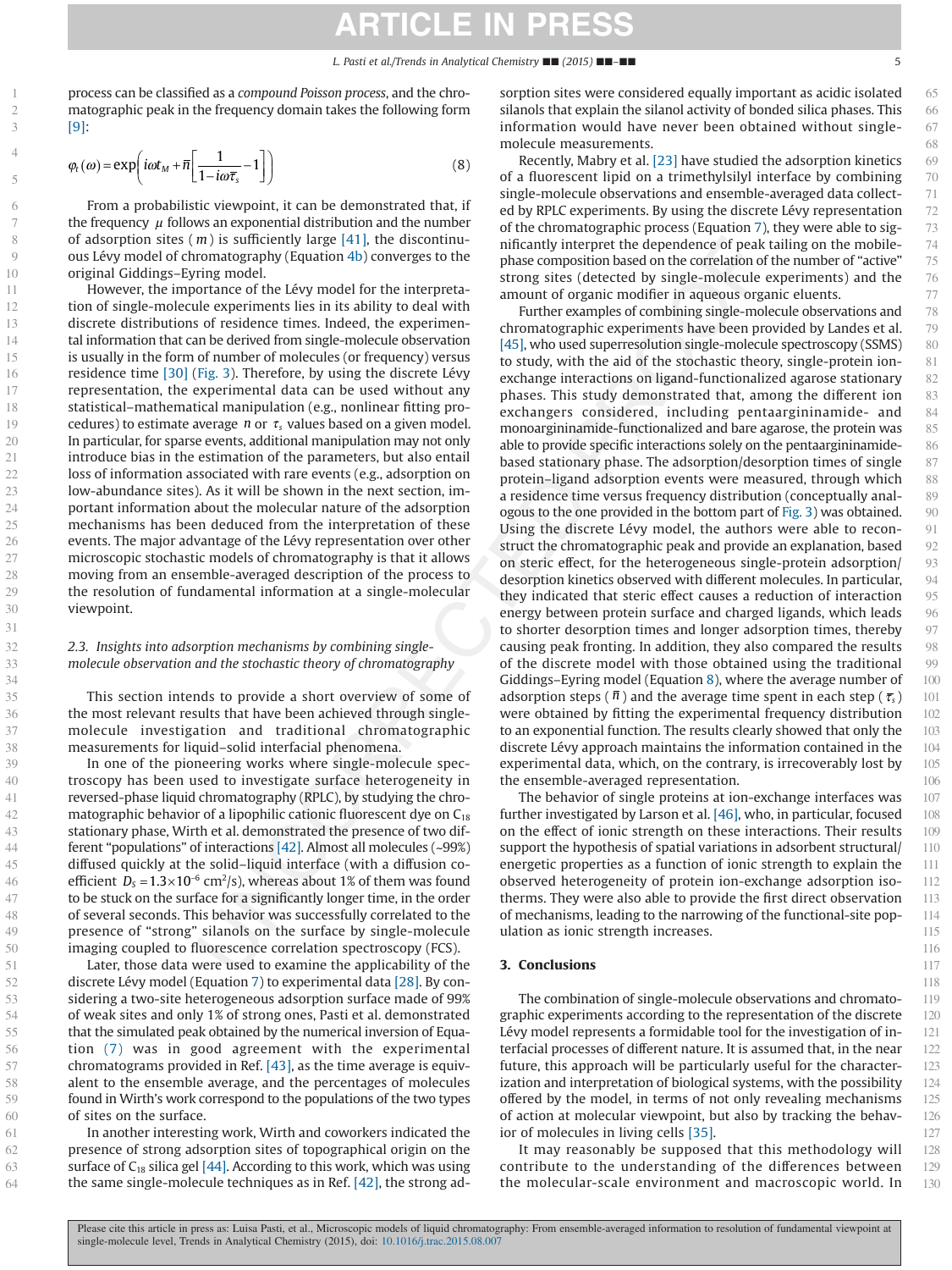process can be classified as a *compound Poisson process*, and the chromatographic peak in the frequency domain takes the following form [9]:

$$\varphi_t(\omega) = \exp\left(i\omega t_M + \bar{n}\left[\frac{1}{1-i\omega\bar{\tau}_s} - 1\right]\right) \tag{8}$$

From a probabilistic viewpoint, it can be demonstrated that, if the frequency $\mu$ follows an exponential distribution and the number of adsorption sites ( $m$ ) is sufficiently large [41], the discontinuous Lévy model of chromatography (Equation 4b) converges to the original Giddings–Eyring model.

However, the importance of the Lévy model for the interpretation of single-molecule experiments lies in its ability to deal with discrete distributions of residence times. Indeed, the experimental information that can be derived from single-molecule observation is usually in the form of number of molecules (or frequency) versus residence time [30] (Fig. 3). Therefore, by using the discrete Lévy representation, the experimental data can be used without any statistical–mathematical manipulation (e.g., nonlinear fitting procedures) to estimate average $n$ or $\tau_s$ values based on a given model. In particular, for sparse events, additional manipulation may not only introduce bias in the estimation of the parameters, but also entail loss of information associated with rare events (e.g., adsorption on low-abundance sites). As it will be shown in the next section, important information about the molecular nature of the adsorption mechanisms has been deduced from the interpretation of these events. The major advantage of the Lévy representation over other microscopic stochastic models of chromatography is that it allows moving from an ensemble-averaged description of the process to the resolution of fundamental information at a single-molecular viewpoint.

### 2.3. Insights into adsorption mechanisms by combining single-molecule observation and the stochastic theory of chromatography

This section intends to provide a short overview of some of the most relevant results that have been achieved through single-molecule investigation and traditional chromatographic measurements for liquid–solid interfacial phenomena.

In one of the pioneering works where single-molecule spectroscopy has been used to investigate surface heterogeneity in reversed-phase liquid chromatography (RPLC), by studying the chromatographic behavior of a lipophilic cationic fluorescent dye on $C_{18}$ stationary phase, Wirth et al. demonstrated the presence of two different "populations" of interactions [42]. Almost all molecules (~99%) diffused quickly at the solid–liquid interface (with a diffusion coefficient $D_S = 1.3\times10^{-6}$ cm$^2$/s), whereas about 1% of them was found to be stuck on the surface for a significantly longer time, in the order of several seconds. This behavior was successfully correlated to the presence of "strong" silanols on the surface by single-molecule imaging coupled to fluorescence correlation spectroscopy (FCS).

Later, those data were used to examine the applicability of the discrete Lévy model (Equation 7) to experimental data [28]. By considering a two-site heterogeneous adsorption surface made of 99% of weak sites and only 1% of strong ones, Pasti et al. demonstrated that the simulated peak obtained by the numerical inversion of Equation (7) was in good agreement with the experimental chromatograms provided in Ref. [43], as the time average is equivalent to the ensemble average, and the percentages of molecules found in Wirth's work correspond to the populations of the two types of sites on the surface.

In another interesting work, Wirth and coworkers indicated the presence of strong adsorption sites of topographical origin on the surface of $C_{18}$ silica gel [44]. According to this work, which was using the same single-molecule techniques as in Ref. [42], the strong adsorption sites were considered equally important as acidic isolated silanols that explain the silanol activity of bonded silica phases. This information would have never been obtained without single-molecule measurements.

Recently, Mabry et al. [23] have studied the adsorption kinetics of a fluorescent lipid on a trimethylsilyl interface by combining single-molecule observations and ensemble-averaged data collected by RPLC experiments. By using the discrete Lévy representation of the chromatographic process (Equation 7), they were able to significantly interpret the dependence of peak tailing on the mobile-phase composition based on the correlation of the number of "active" strong sites (detected by single-molecule experiments) and the amount of organic modifier in aqueous organic eluents.

Further examples of combining single-molecule observations and chromatographic experiments have been provided by Landes et al. [45], who used superresolution single-molecule spectroscopy (SSMS) to study, with the aid of the stochastic theory, single-protein ion-exchange interactions on ligand-functionalized agarose stationary phases. This study demonstrated that, among the different ion exchangers considered, including pentaargininamide- and monoargininamide-functionalized and bare agarose, the protein was able to provide specific interactions solely on the pentaargininamide-based stationary phase. The adsorption/desorption times of single protein–ligand adsorption events were measured, through which a residence time versus frequency distribution (conceptually analogous to the one provided in the bottom part of Fig. 3) was obtained. Using the discrete Lévy model, the authors were able to reconstruct the chromatographic peak and provide an explanation, based on steric effect, for the heterogeneous single-protein adsorption/desorption kinetics observed with different molecules. In particular, they indicated that steric effect causes a reduction of interaction energy between protein surface and charged ligands, which leads to shorter desorption times and longer adsorption times, thereby causing peak fronting. In addition, they also compared the results of the discrete model with those obtained using the traditional Giddings–Eyring model (Equation 8), where the average number of adsorption steps ( $\bar{n}$ ) and the average time spent in each step ( $\bar{\tau}_s$ ) were obtained by fitting the experimental frequency distribution to an exponential function. The results clearly showed that only the discrete Lévy approach maintains the information contained in the experimental data, which, on the contrary, is irrecoverably lost by the ensemble-averaged representation.

The behavior of single proteins at ion-exchange interfaces was further investigated by Larson et al. [46], who, in particular, focused on the effect of ionic strength on these interactions. Their results support the hypothesis of spatial variations in adsorbent structural/energetic properties as a function of ionic strength to explain the observed heterogeneity of protein ion-exchange adsorption isotherms. They were also able to provide the first direct observation of mechanisms, leading to the narrowing of the functional-site population as ionic strength increases.

## 3. Conclusions

The combination of single-molecule observations and chromatographic experiments according to the representation of the discrete Lévy model represents a formidable tool for the investigation of interfacial processes of different nature. It is assumed that, in the near future, this approach will be particularly useful for the characterization and interpretation of biological systems, with the possibility offered by the model, in terms of not only revealing mechanisms of action at molecular viewpoint, but also by tracking the behavior of molecules in living cells [35].

It may reasonably be supposed that this methodology will contribute to the understanding of the differences between the molecular-scale environment and macroscopic world. In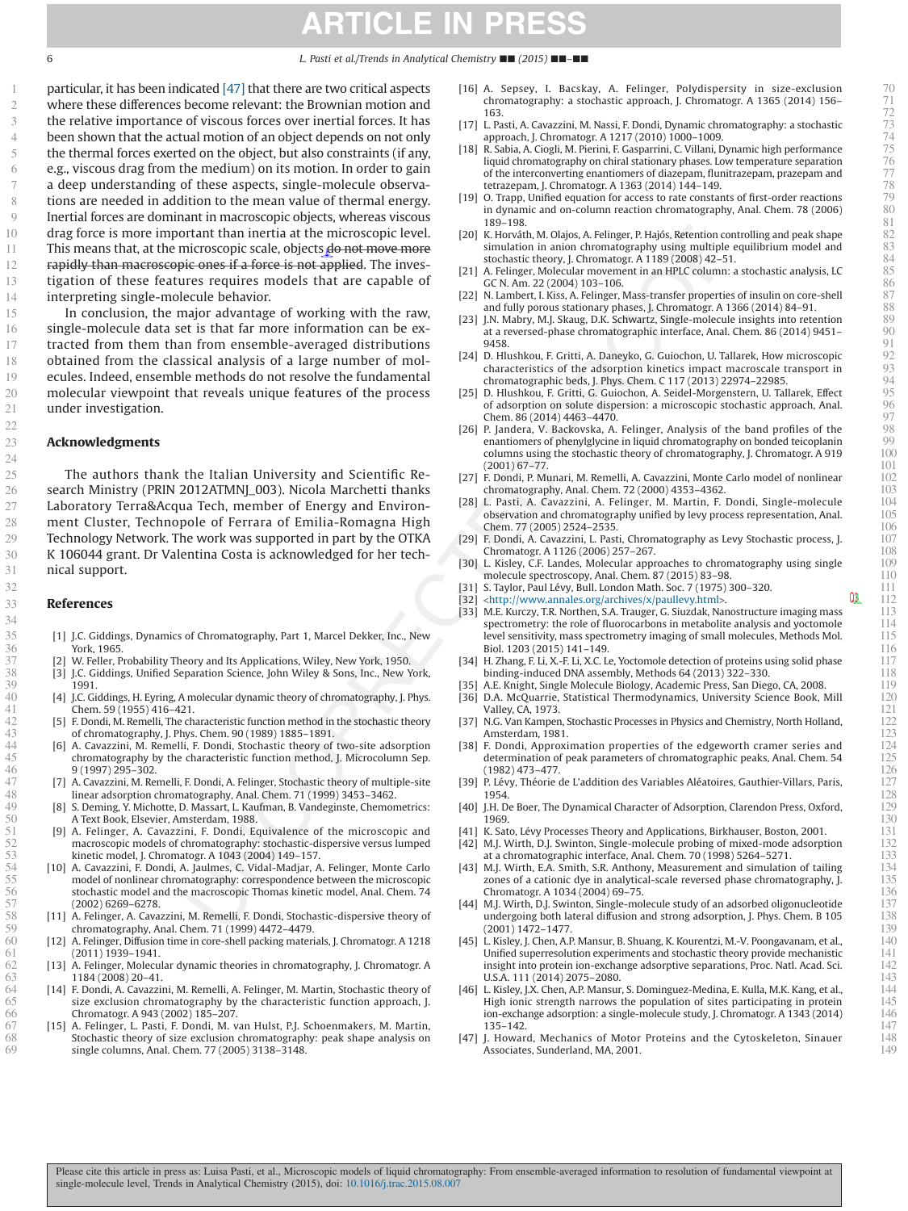particular, it has been indicated [47] that there are two critical aspects where these differences become relevant: the Brownian motion and the relative importance of viscous forces over inertial forces. It has been shown that the actual motion of an object depends on not only the thermal forces exerted on the object, but also constraints (if any, e.g., viscous drag from the medium) on its motion. In order to gain a deep understanding of these aspects, single-molecule observations are needed in addition to the mean value of thermal energy. Inertial forces are dominant in macroscopic objects, whereas viscous drag force is more important than inertia at the microscopic level. This means that, at the microscopic scale, objects ~~do not move more rapidly than macroscopic ones if a force is not applied~~. The investigation of these features requires models that are capable of interpreting single-molecule behavior.

In conclusion, the major advantage of working with the raw, single-molecule data set is that far more information can be extracted from them than from ensemble-averaged distributions obtained from the classical analysis of a large number of molecules. Indeed, ensemble methods do not resolve the fundamental molecular viewpoint that reveals unique features of the process under investigation.

## Acknowledgments

The authors thank the Italian University and Scientific Research Ministry (PRIN 2012ATMNJ_003). Nicola Marchetti thanks Laboratory Terra&Acqua Tech, member of Energy and Environment Cluster, Technopole of Ferrara of Emilia-Romagna High Technology Network. The work was supported in part by the OTKA K 106044 grant. Dr Valentina Costa is acknowledged for her technical support.

## References

[1] J.C. Giddings, Dynamics of Chromatography, Part 1, Marcel Dekker, Inc., New York, 1965.

[2] W. Feller, Probability Theory and Its Applications, Wiley, New York, 1950.

[3] J.C. Giddings, Unified Separation Science, John Wiley & Sons, Inc., New York, 1991.

[4] J.C. Giddings, H. Eyring, A molecular dynamic theory of chromatography, J. Phys. Chem. 59 (1955) 416–421.

[5] F. Dondi, M. Remelli, The characteristic function method in the stochastic theory of chromatography, J. Phys. Chem. 90 (1989) 1885–1891.

[6] A. Cavazzini, M. Remelli, F. Dondi, Stochastic theory of two-site adsorption chromatography by the characteristic function method, J. Microcolumn Sep. 9 (1997) 295–302.

[7] A. Cavazzini, M. Remelli, F. Dondi, A. Felinger, Stochastic theory of multiple-site linear adsorption chromatography, Anal. Chem. 71 (1999) 3453–3462.

[8] S. Deming, Y. Michotte, D. Massart, L. Kaufman, B. Vandeginste, Chemometrics: A Text Book, Elsevier, Amsterdam, 1988.

[9] A. Felinger, A. Cavazzini, F. Dondi, Equivalence of the microscopic and macroscopic models of chromatography: stochastic-dispersive versus lumped kinetic model, J. Chromatogr. A 1043 (2004) 149–157.

[10] A. Cavazzini, F. Dondi, A. Jaulmes, C. Vidal-Madjar, A. Felinger, Monte Carlo model of nonlinear chromatography: correspondence between the microscopic stochastic model and the macroscopic Thomas kinetic model, Anal. Chem. 74 (2002) 6269–6278.

[11] A. Felinger, A. Cavazzini, M. Remelli, F. Dondi, Stochastic-dispersive theory of chromatography, Anal. Chem. 71 (1999) 4472–4479.

[12] A. Felinger, Diffusion time in core-shell packing materials, J. Chromatogr. A 1218 (2011) 1939–1941.

[13] A. Felinger, Molecular dynamic theories in chromatography, J. Chromatogr. A 1184 (2008) 20–41.

[14] F. Dondi, A. Cavazzini, M. Remelli, A. Felinger, M. Martin, Stochastic theory of size exclusion chromatography by the characteristic function approach, J. Chromatogr. A 943 (2002) 185–207.

[15] A. Felinger, L. Pasti, F. Dondi, M. van Hulst, P.J. Schoenmakers, M. Martin, Stochastic theory of size exclusion chromatography: peak shape analysis on single columns, Anal. Chem. 77 (2005) 3138–3148.

[16] A. Sepsey, I. Bacskay, A. Felinger, Polydispersity in size-exclusion chromatography: a stochastic approach, J. Chromatogr. A 1365 (2014) 156–163.

[17] L. Pasti, A. Cavazzini, M. Nassi, F. Dondi, Dynamic chromatography: a stochastic approach, J. Chromatogr. A 1217 (2010) 1000–1009.

[18] R. Sabia, A. Ciogli, M. Pierini, F. Gasparrini, C. Villani, Dynamic high performance liquid chromatography on chiral stationary phases. Low temperature separation of the interconverting enantiomers of diazepam, flunitrazepam, prazepam and tetrazepam, J. Chromatogr. A 1363 (2014) 144–149.

[19] O. Trapp, Unified equation for access to rate constants of first-order reactions in dynamic and on-column reaction chromatography, Anal. Chem. 78 (2006) 189–198.

[20] K. Horváth, M. Olajos, A. Felinger, P. Hajós, Retention controlling and peak shape simulation in anion chromatography using multiple equilibrium model and stochastic theory, J. Chromatogr. A 1189 (2008) 42–51.

[21] A. Felinger, Molecular movement in an HPLC column: a stochastic analysis, LC GC N. Am. 22 (2004) 103–106.

[22] N. Lambert, I. Kiss, A. Felinger, Mass-transfer properties of insulin on core-shell and fully porous stationary phases, J. Chromatogr. A 1366 (2014) 84–91.

[23] J.N. Mabry, M.J. Skaug, D.K. Schwartz, Single-molecule insights into retention at a reversed-phase chromatographic interface, Anal. Chem. 86 (2014) 9451–9458.

[24] D. Hlushkou, F. Gritti, A. Daneyko, G. Guiochon, U. Tallarek, How microscopic characteristics of the adsorption kinetics impact macroscale transport in chromatographic beds, J. Phys. Chem. C 117 (2013) 22974–22985.

[25] D. Hlushkou, F. Gritti, G. Guiochon, A. Seidel-Morgenstern, U. Tallarek, Effect of adsorption on solute dispersion: a microscopic stochastic approach, Anal. Chem. 86 (2014) 4463–4470.

[26] P. Jandera, V. Backovska, A. Felinger, Analysis of the band profiles of the enantiomers of phenylglycine in liquid chromatography on bonded teicoplanin columns using the stochastic theory of chromatography, J. Chromatogr. A 919 (2001) 67–77.

[27] F. Dondi, P. Munari, M. Remelli, A. Cavazzini, Monte Carlo model of nonlinear chromatography, Anal. Chem. 72 (2000) 4353–4362.

[28] L. Pasti, A. Cavazzini, A. Felinger, M. Martin, F. Dondi, Single-molecule observation and chromatography unified by levy process representation, Anal. Chem. 77 (2005) 2524–2535.

[29] F. Dondi, A. Cavazzini, L. Pasti, Chromatography as Levy Stochastic process, J. Chromatogr. A 1126 (2006) 257–267.

[30] L. Kisley, C.F. Landes, Molecular approaches to chromatography using single molecule spectroscopy, Anal. Chem. 87 (2015) 83–98.

[31] S. Taylor, Paul Lévy, Bull. London Math. Soc. 7 (1975) 300–320.

[32] <http://www.annales.org/archives/x/paullevy.html>.

[33] M.E. Kurczy, T.R. Northen, S.A. Trauger, G. Siuzdak, Nanostructure imaging mass spectrometry: the role of fluorocarbons in metabolite analysis and yoctomole level sensitivity, mass spectrometry imaging of small molecules, Methods Mol. Biol. 1203 (2015) 141–149.

[34] H. Zhang, F. Li, X.-F. Li, X.C. Le, Yoctomole detection of proteins using solid phase binding-induced DNA assembly, Methods 64 (2013) 322–330.

[35] A.E. Knight, Single Molecule Biology, Academic Press, San Diego, CA, 2008.

[36] D.A. McQuarrie, Statistical Thermodynamics, University Science Book, Mill Valley, CA, 1973.

[37] N.G. Van Kampen, Stochastic Processes in Physics and Chemistry, North Holland, Amsterdam, 1981.

[38] F. Dondi, Approximation properties of the edgeworth cramer series and determination of peak parameters of chromatographic peaks, Anal. Chem. 54 (1982) 473–477.

[39] P. Lévy, Théorie de L'addition des Variables Aléatoires, Gauthier-Villars, Paris, 1954.

[40] J.H. De Boer, The Dynamical Character of Adsorption, Clarendon Press, Oxford, 1969.

[41] K. Sato, Lévy Processes Theory and Applications, Birkhauser, Boston, 2001.

[42] M.J. Wirth, D.J. Swinton, Single-molecule probing of mixed-mode adsorption at a chromatographic interface, Anal. Chem. 70 (1998) 5264–5271.

[43] M.J. Wirth, E.A. Smith, S.R. Anthony, Measurement and simulation of tailing zones of a cationic dye in analytical-scale reversed phase chromatography, J. Chromatogr. A 1034 (2004) 69–75.

[44] M.J. Wirth, D.J. Swinton, Single-molecule study of an adsorbed oligonucleotide undergoing both lateral diffusion and strong adsorption, J. Phys. Chem. B 105 (2001) 1472–1477.

[45] L. Kisley, J. Chen, A.P. Mansur, B. Shuang, K. Kourentzi, M.-V. Poongavanam, et al., Unified superresolution experiments and stochastic theory provide mechanistic insight into protein ion-exchange adsorptive separations, Proc. Natl. Acad. Sci. U.S.A. 111 (2014) 2075–2080.

[46] L. Kisley, J.X. Chen, A.P. Mansur, S. Dominguez-Medina, E. Kulla, M.K. Kang, et al., High ionic strength narrows the population of sites participating in protein ion-exchange adsorption: a single-molecule study, J. Chromatogr. A 1343 (2014) 135–142.

[47] J. Howard, Mechanics of Motor Proteins and the Cytoskeleton, Sinauer Associates, Sunderland, MA, 2001.

Please cite this article in press as: Luisa Pasti, et al., Microscopic models of liquid chromatography: From ensemble-averaged information to resolution of fundamental viewpoint at single-molecule level, Trends in Analytical Chemistry (2015), doi: 10.1016/j.trac.2015.08.007